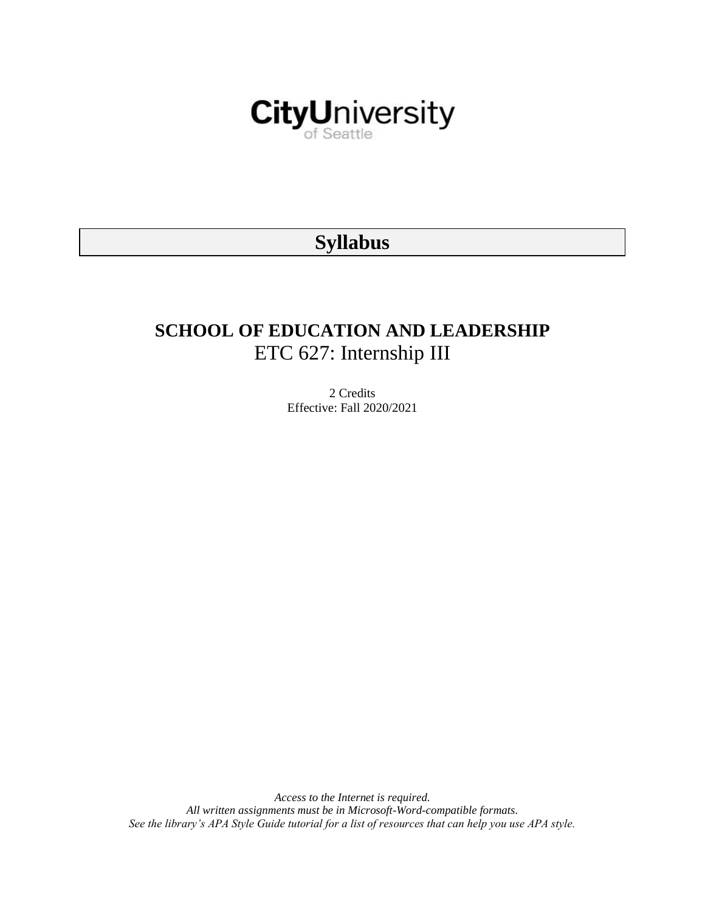CityUniversity of Seattle

# Syllabus

## SCHOOL OF EDUCATION AND LEADERSHIP

ETC 627: Internship III

2 Credits

Effective: Fall 2020/2021

*Access to the Internet is required.*
*All written assignments must be in Microsoft-Word-compatible formats.*
*See the library's APA Style Guide tutorial for a list of resources that can help you use APA style.*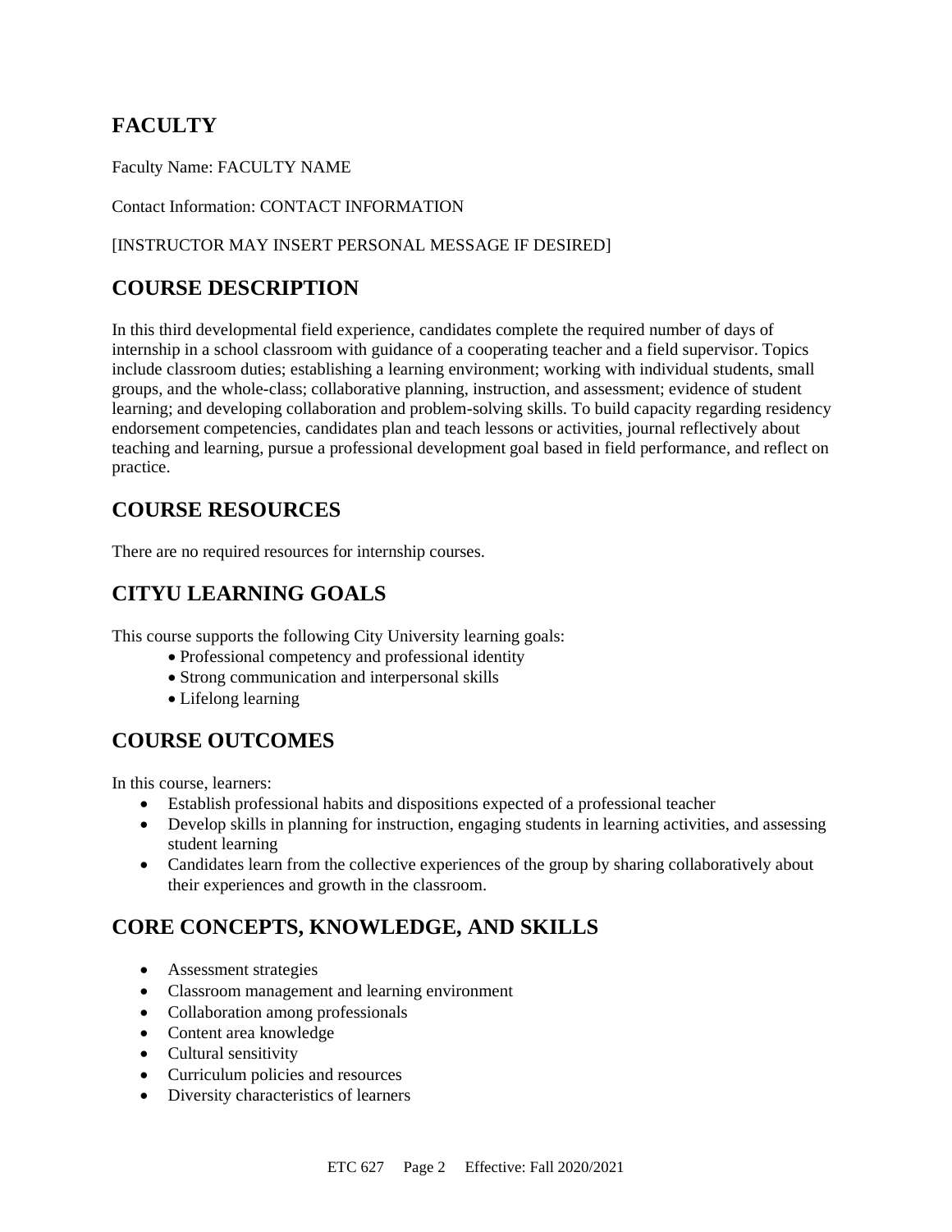## FACULTY

Faculty Name: FACULTY NAME

Contact Information: CONTACT INFORMATION

[INSTRUCTOR MAY INSERT PERSONAL MESSAGE IF DESIRED]

## COURSE DESCRIPTION

In this third developmental field experience, candidates complete the required number of days of internship in a school classroom with guidance of a cooperating teacher and a field supervisor. Topics include classroom duties; establishing a learning environment; working with individual students, small groups, and the whole-class; collaborative planning, instruction, and assessment; evidence of student learning; and developing collaboration and problem-solving skills. To build capacity regarding residency endorsement competencies, candidates plan and teach lessons or activities, journal reflectively about teaching and learning, pursue a professional development goal based in field performance, and reflect on practice.

## COURSE RESOURCES

There are no required resources for internship courses.

## CITYU LEARNING GOALS

This course supports the following City University learning goals:

- Professional competency and professional identity
- Strong communication and interpersonal skills
- Lifelong learning

## COURSE OUTCOMES

In this course, learners:

- Establish professional habits and dispositions expected of a professional teacher
- Develop skills in planning for instruction, engaging students in learning activities, and assessing student learning
- Candidates learn from the collective experiences of the group by sharing collaboratively about their experiences and growth in the classroom.

## CORE CONCEPTS, KNOWLEDGE, AND SKILLS

- Assessment strategies
- Classroom management and learning environment
- Collaboration among professionals
- Content area knowledge
- Cultural sensitivity
- Curriculum policies and resources
- Diversity characteristics of learners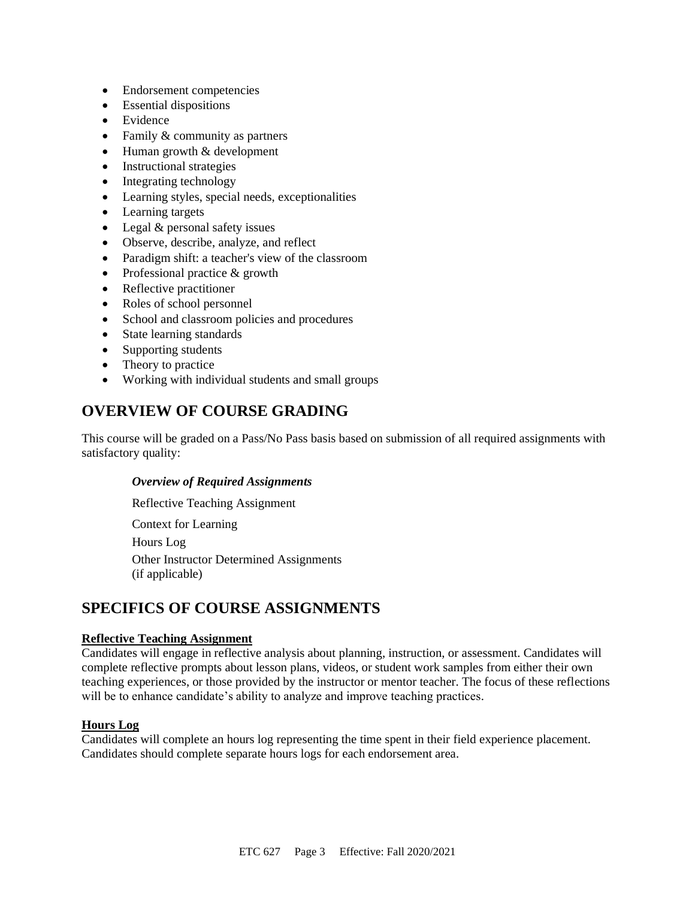- Endorsement competencies
- Essential dispositions
- Evidence
- Family & community as partners
- Human growth & development
- Instructional strategies
- Integrating technology
- Learning styles, special needs, exceptionalities
- Learning targets
- Legal & personal safety issues
- Observe, describe, analyze, and reflect
- Paradigm shift: a teacher's view of the classroom
- Professional practice & growth
- Reflective practitioner
- Roles of school personnel
- School and classroom policies and procedures
- State learning standards
- Supporting students
- Theory to practice
- Working with individual students and small groups

## OVERVIEW OF COURSE GRADING

This course will be graded on a Pass/No Pass basis based on submission of all required assignments with satisfactory quality:

***Overview of Required Assignments***

Reflective Teaching Assignment

Context for Learning

Hours Log

Other Instructor Determined Assignments (if applicable)

## SPECIFICS OF COURSE ASSIGNMENTS

**Reflective Teaching Assignment**

Candidates will engage in reflective analysis about planning, instruction, or assessment. Candidates will complete reflective prompts about lesson plans, videos, or student work samples from either their own teaching experiences, or those provided by the instructor or mentor teacher. The focus of these reflections will be to enhance candidate's ability to analyze and improve teaching practices.

**Hours Log**

Candidates will complete an hours log representing the time spent in their field experience placement. Candidates should complete separate hours logs for each endorsement area.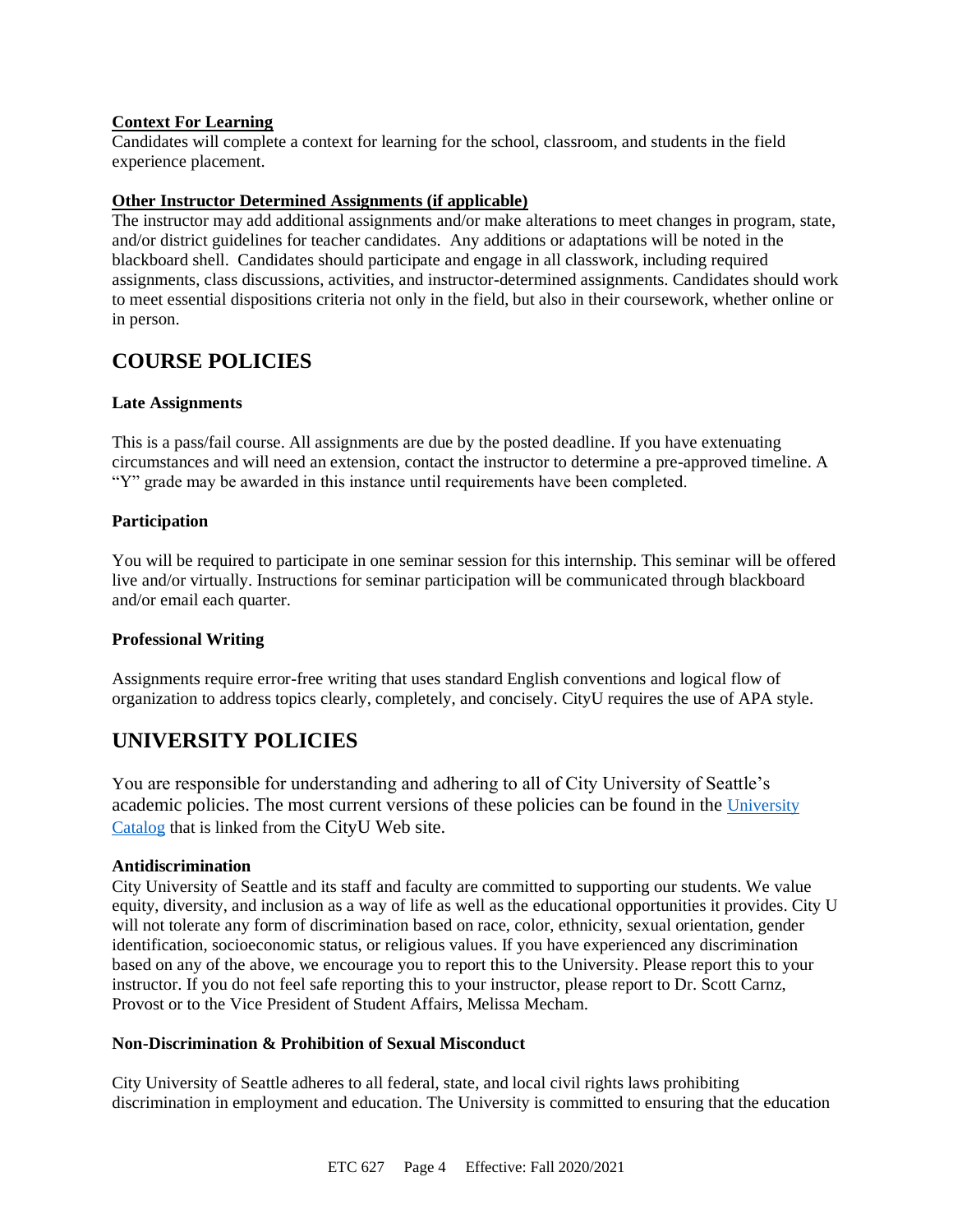**Context For Learning**

Candidates will complete a context for learning for the school, classroom, and students in the field experience placement.

**Other Instructor Determined Assignments (if applicable)**

The instructor may add additional assignments and/or make alterations to meet changes in program, state, and/or district guidelines for teacher candidates. Any additions or adaptations will be noted in the blackboard shell. Candidates should participate and engage in all classwork, including required assignments, class discussions, activities, and instructor-determined assignments. Candidates should work to meet essential dispositions criteria not only in the field, but also in their coursework, whether online or in person.

# COURSE POLICIES

### Late Assignments

This is a pass/fail course. All assignments are due by the posted deadline. If you have extenuating circumstances and will need an extension, contact the instructor to determine a pre-approved timeline. A "Y" grade may be awarded in this instance until requirements have been completed.

### Participation

You will be required to participate in one seminar session for this internship. This seminar will be offered live and/or virtually. Instructions for seminar participation will be communicated through blackboard and/or email each quarter.

### Professional Writing

Assignments require error-free writing that uses standard English conventions and logical flow of organization to address topics clearly, completely, and concisely. CityU requires the use of APA style.

# UNIVERSITY POLICIES

You are responsible for understanding and adhering to all of City University of Seattle's academic policies. The most current versions of these policies can be found in the University Catalog that is linked from the CityU Web site.

### Antidiscrimination

City University of Seattle and its staff and faculty are committed to supporting our students. We value equity, diversity, and inclusion as a way of life as well as the educational opportunities it provides. City U will not tolerate any form of discrimination based on race, color, ethnicity, sexual orientation, gender identification, socioeconomic status, or religious values. If you have experienced any discrimination based on any of the above, we encourage you to report this to the University. Please report this to your instructor. If you do not feel safe reporting this to your instructor, please report to Dr. Scott Carnz, Provost or to the Vice President of Student Affairs, Melissa Mecham.

### Non-Discrimination & Prohibition of Sexual Misconduct

City University of Seattle adheres to all federal, state, and local civil rights laws prohibiting discrimination in employment and education. The University is committed to ensuring that the education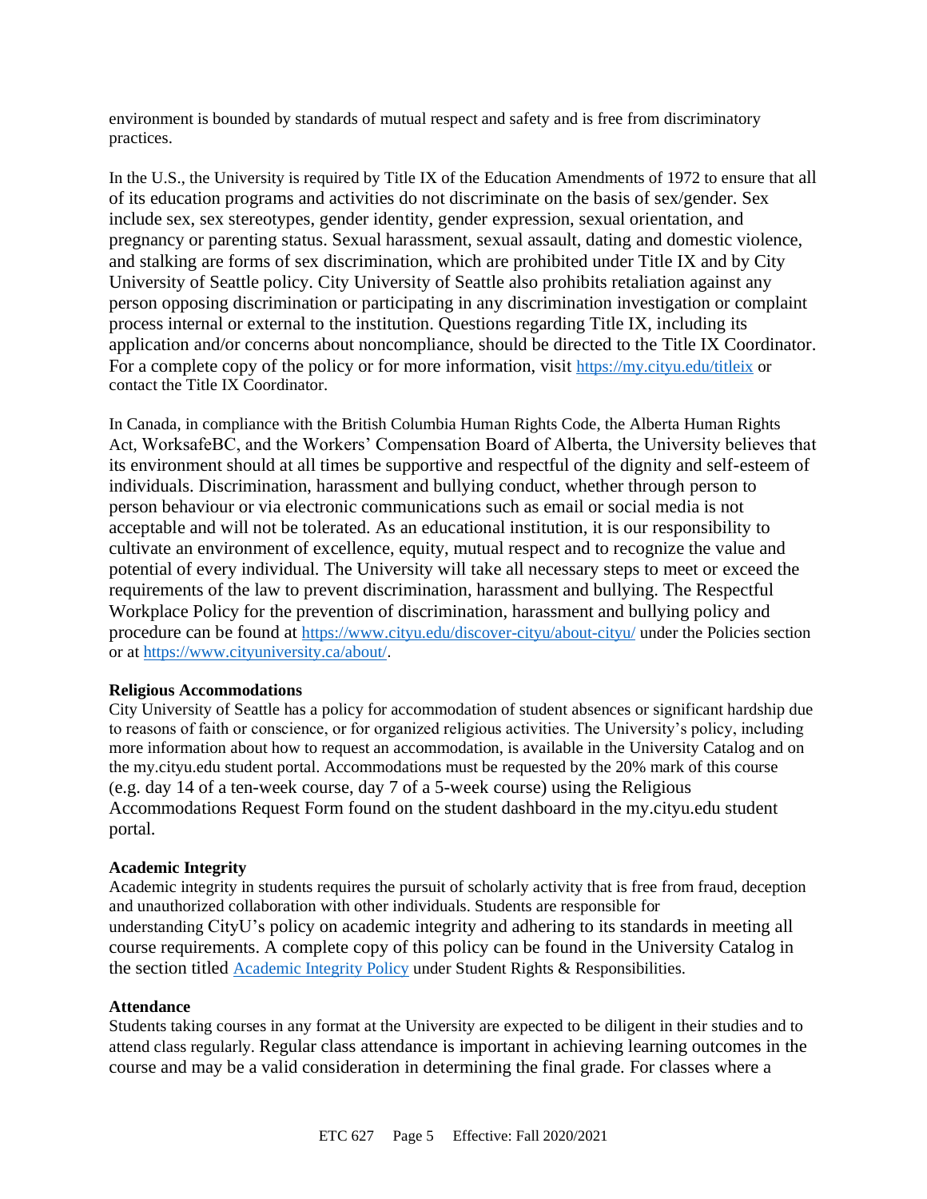environment is bounded by standards of mutual respect and safety and is free from discriminatory practices.

In the U.S., the University is required by Title IX of the Education Amendments of 1972 to ensure that all of its education programs and activities do not discriminate on the basis of sex/gender. Sex include sex, sex stereotypes, gender identity, gender expression, sexual orientation, and pregnancy or parenting status. Sexual harassment, sexual assault, dating and domestic violence, and stalking are forms of sex discrimination, which are prohibited under Title IX and by City University of Seattle policy. City University of Seattle also prohibits retaliation against any person opposing discrimination or participating in any discrimination investigation or complaint process internal or external to the institution. Questions regarding Title IX, including its application and/or concerns about noncompliance, should be directed to the Title IX Coordinator. For a complete copy of the policy or for more information, visit [https://my.cityu.edu/titleix](https://my.cityu.edu/titleix) or contact the Title IX Coordinator.

In Canada, in compliance with the British Columbia Human Rights Code, the Alberta Human Rights Act, WorksafeBC, and the Workers' Compensation Board of Alberta, the University believes that its environment should at all times be supportive and respectful of the dignity and self-esteem of individuals. Discrimination, harassment and bullying conduct, whether through person to person behaviour or via electronic communications such as email or social media is not acceptable and will not be tolerated. As an educational institution, it is our responsibility to cultivate an environment of excellence, equity, mutual respect and to recognize the value and potential of every individual. The University will take all necessary steps to meet or exceed the requirements of the law to prevent discrimination, harassment and bullying. The Respectful Workplace Policy for the prevention of discrimination, harassment and bullying policy and procedure can be found at [https://www.cityu.edu/discover-cityu/about-cityu/](https://www.cityu.edu/discover-cityu/about-cityu/) under the Policies section or at [https://www.cityuniversity.ca/about/](https://www.cityuniversity.ca/about/).

**Religious Accommodations**

City University of Seattle has a policy for accommodation of student absences or significant hardship due to reasons of faith or conscience, or for organized religious activities. The University's policy, including more information about how to request an accommodation, is available in the University Catalog and on the my.cityu.edu student portal. Accommodations must be requested by the 20% mark of this course (e.g. day 14 of a ten-week course, day 7 of a 5-week course) using the Religious Accommodations Request Form found on the student dashboard in the my.cityu.edu student portal.

**Academic Integrity**

Academic integrity in students requires the pursuit of scholarly activity that is free from fraud, deception and unauthorized collaboration with other individuals. Students are responsible for understanding CityU's policy on academic integrity and adhering to its standards in meeting all course requirements. A complete copy of this policy can be found in the University Catalog in the section titled [Academic Integrity Policy]() under Student Rights & Responsibilities.

**Attendance**

Students taking courses in any format at the University are expected to be diligent in their studies and to attend class regularly. Regular class attendance is important in achieving learning outcomes in the course and may be a valid consideration in determining the final grade. For classes where a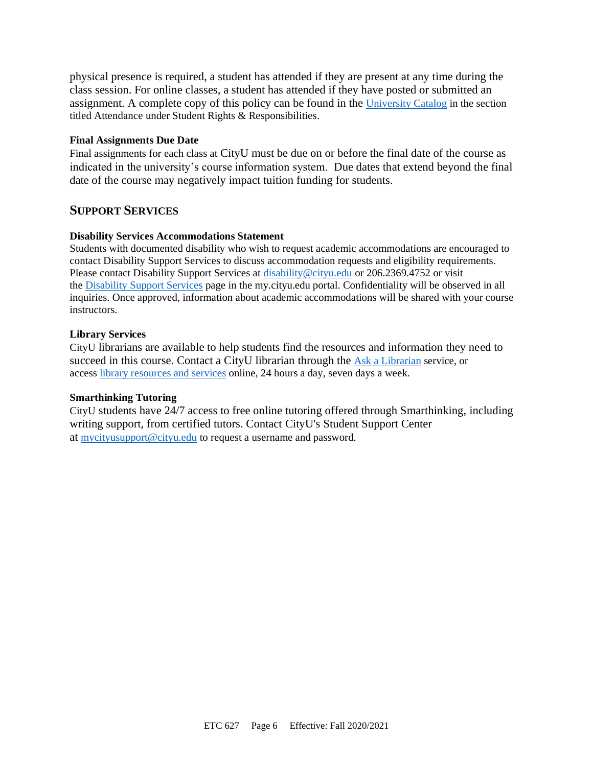physical presence is required, a student has attended if they are present at any time during the class session. For online classes, a student has attended if they have posted or submitted an assignment. A complete copy of this policy can be found in the University Catalog in the section titled Attendance under Student Rights & Responsibilities.

**Final Assignments Due Date**

Final assignments for each class at CityU must be due on or before the final date of the course as indicated in the university's course information system. Due dates that extend beyond the final date of the course may negatively impact tuition funding for students.

## SUPPORT SERVICES

**Disability Services Accommodations Statement**

Students with documented disability who wish to request academic accommodations are encouraged to contact Disability Support Services to discuss accommodation requests and eligibility requirements. Please contact Disability Support Services at disability@cityu.edu or 206.2369.4752 or visit the Disability Support Services page in the my.cityu.edu portal. Confidentiality will be observed in all inquiries. Once approved, information about academic accommodations will be shared with your course instructors.

**Library Services**

CityU librarians are available to help students find the resources and information they need to succeed in this course. Contact a CityU librarian through the Ask a Librarian service, or access library resources and services online, 24 hours a day, seven days a week.

**Smarthinking Tutoring**

CityU students have 24/7 access to free online tutoring offered through Smarthinking, including writing support, from certified tutors. Contact CityU's Student Support Center at mycityusupport@cityu.edu to request a username and password.